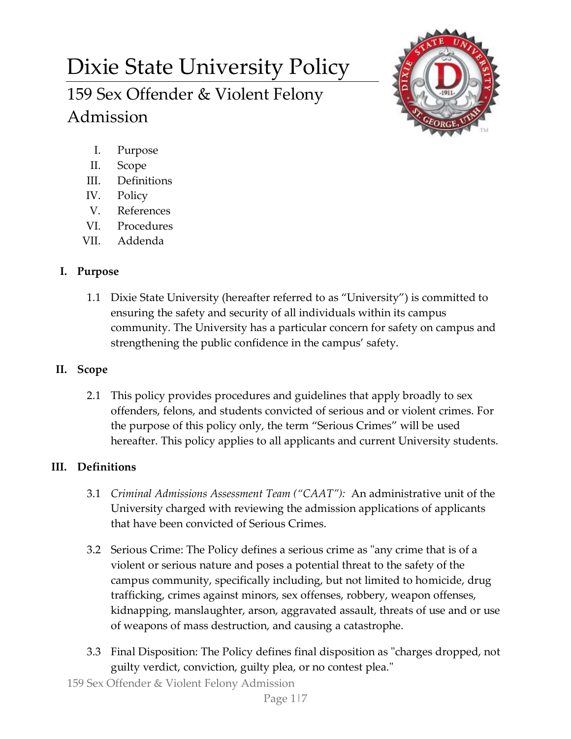# Dixie State University Policy

## 159 Sex Offender & Violent Felony Admission

I. Purpose
II. Scope
III. Definitions
IV. Policy
V. References
VI. Procedures
VII. Addenda

### I. Purpose

1.1 Dixie State University (hereafter referred to as "University") is committed to ensuring the safety and security of all individuals within its campus community. The University has a particular concern for safety on campus and strengthening the public confidence in the campus' safety.

### II. Scope

2.1 This policy provides procedures and guidelines that apply broadly to sex offenders, felons, and students convicted of serious and or violent crimes. For the purpose of this policy only, the term "Serious Crimes" will be used hereafter. This policy applies to all applicants and current University students.

### III. Definitions

3.1 *Criminal Admissions Assessment Team ("CAAT"):* An administrative unit of the University charged with reviewing the admission applications of applicants that have been convicted of Serious Crimes.

3.2 Serious Crime: The Policy defines a serious crime as "any crime that is of a violent or serious nature and poses a potential threat to the safety of the campus community, specifically including, but not limited to homicide, drug trafficking, crimes against minors, sex offenses, robbery, weapon offenses, kidnapping, manslaughter, arson, aggravated assault, threats of use and or use of weapons of mass destruction, and causing a catastrophe.

3.3 Final Disposition: The Policy defines final disposition as "charges dropped, not guilty verdict, conviction, guilty plea, or no contest plea."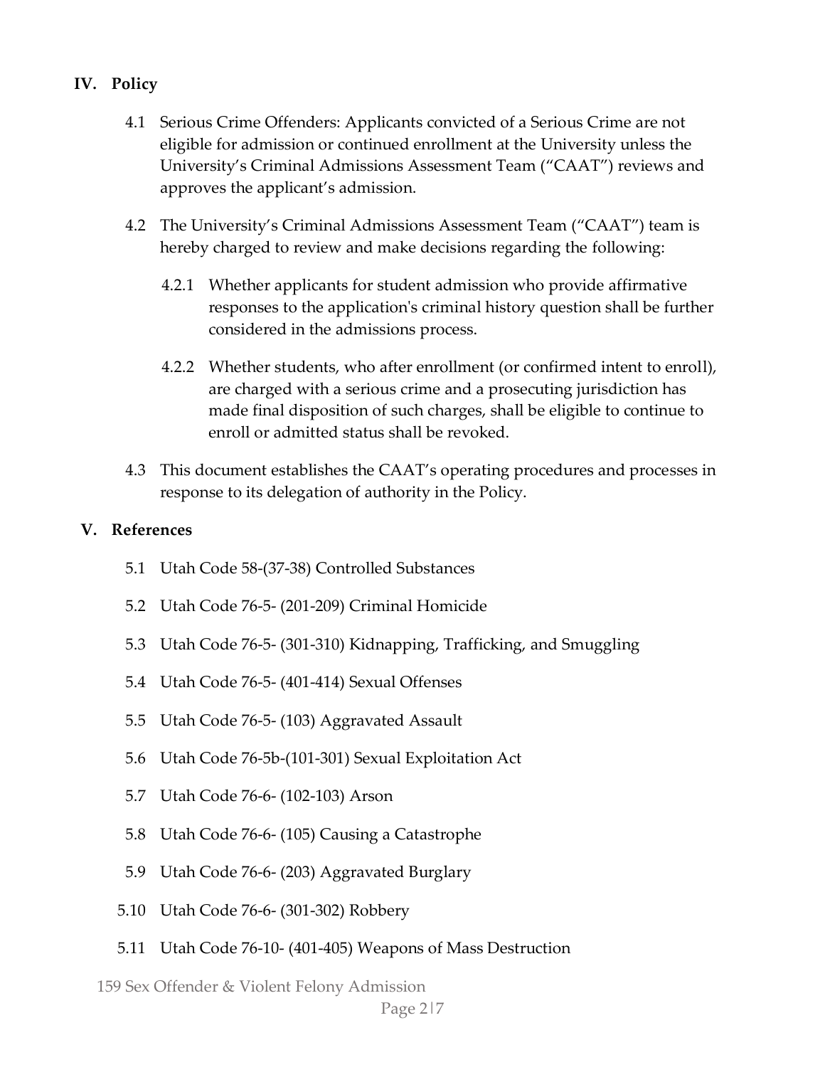## IV. Policy

4.1 Serious Crime Offenders: Applicants convicted of a Serious Crime are not eligible for admission or continued enrollment at the University unless the University's Criminal Admissions Assessment Team ("CAAT") reviews and approves the applicant's admission.

4.2 The University's Criminal Admissions Assessment Team ("CAAT") team is hereby charged to review and make decisions regarding the following:

4.2.1 Whether applicants for student admission who provide affirmative responses to the application's criminal history question shall be further considered in the admissions process.

4.2.2 Whether students, who after enrollment (or confirmed intent to enroll), are charged with a serious crime and a prosecuting jurisdiction has made final disposition of such charges, shall be eligible to continue to enroll or admitted status shall be revoked.

4.3 This document establishes the CAAT's operating procedures and processes in response to its delegation of authority in the Policy.

## V. References

5.1 Utah Code 58-(37-38) Controlled Substances

5.2 Utah Code 76-5- (201-209) Criminal Homicide

5.3 Utah Code 76-5- (301-310) Kidnapping, Trafficking, and Smuggling

5.4 Utah Code 76-5- (401-414) Sexual Offenses

5.5 Utah Code 76-5- (103) Aggravated Assault

5.6 Utah Code 76-5b-(101-301) Sexual Exploitation Act

5.7 Utah Code 76-6- (102-103) Arson

5.8 Utah Code 76-6- (105) Causing a Catastrophe

5.9 Utah Code 76-6- (203) Aggravated Burglary

5.10 Utah Code 76-6- (301-302) Robbery

5.11 Utah Code 76-10- (401-405) Weapons of Mass Destruction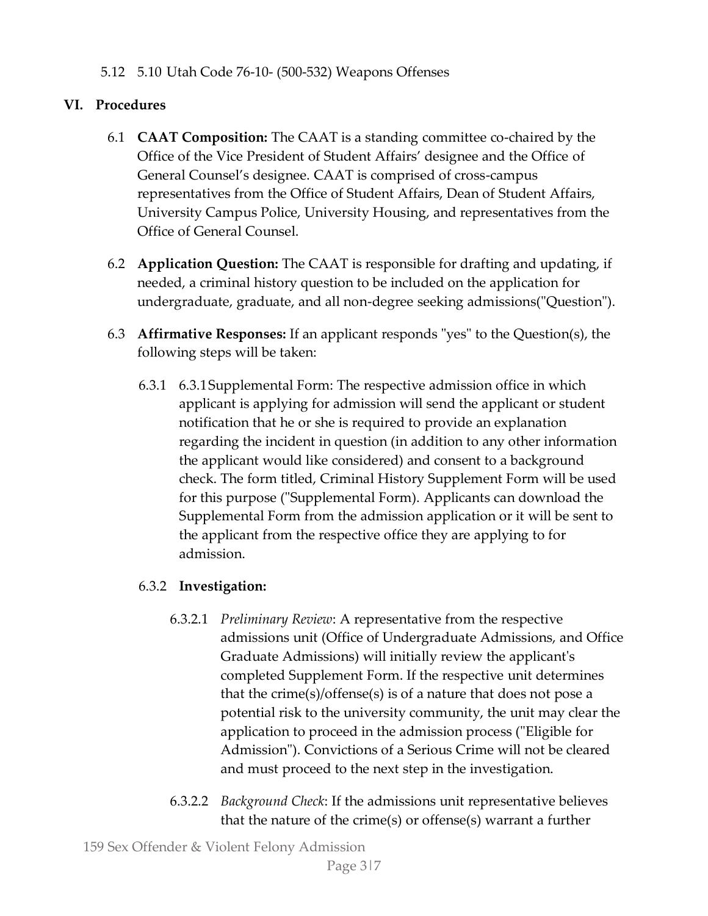5.12 5.10 Utah Code 76-10- (500-532) Weapons Offenses

## VI. Procedures

6.1 **CAAT Composition:** The CAAT is a standing committee co-chaired by the Office of the Vice President of Student Affairs' designee and the Office of General Counsel's designee. CAAT is comprised of cross-campus representatives from the Office of Student Affairs, Dean of Student Affairs, University Campus Police, University Housing, and representatives from the Office of General Counsel.

6.2 **Application Question:** The CAAT is responsible for drafting and updating, if needed, a criminal history question to be included on the application for undergraduate, graduate, and all non-degree seeking admissions("Question").

6.3 **Affirmative Responses:** If an applicant responds "yes" to the Question(s), the following steps will be taken:

6.3.1 6.3.1Supplemental Form: The respective admission office in which applicant is applying for admission will send the applicant or student notification that he or she is required to provide an explanation regarding the incident in question (in addition to any other information the applicant would like considered) and consent to a background check. The form titled, Criminal History Supplement Form will be used for this purpose ("Supplemental Form). Applicants can download the Supplemental Form from the admission application or it will be sent to the applicant from the respective office they are applying to for admission.

6.3.2 **Investigation:**

6.3.2.1 *Preliminary Review*: A representative from the respective admissions unit (Office of Undergraduate Admissions, and Office Graduate Admissions) will initially review the applicant's completed Supplement Form. If the respective unit determines that the crime(s)/offense(s) is of a nature that does not pose a potential risk to the university community, the unit may clear the application to proceed in the admission process ("Eligible for Admission"). Convictions of a Serious Crime will not be cleared and must proceed to the next step in the investigation.

6.3.2.2 *Background Check*: If the admissions unit representative believes that the nature of the crime(s) or offense(s) warrant a further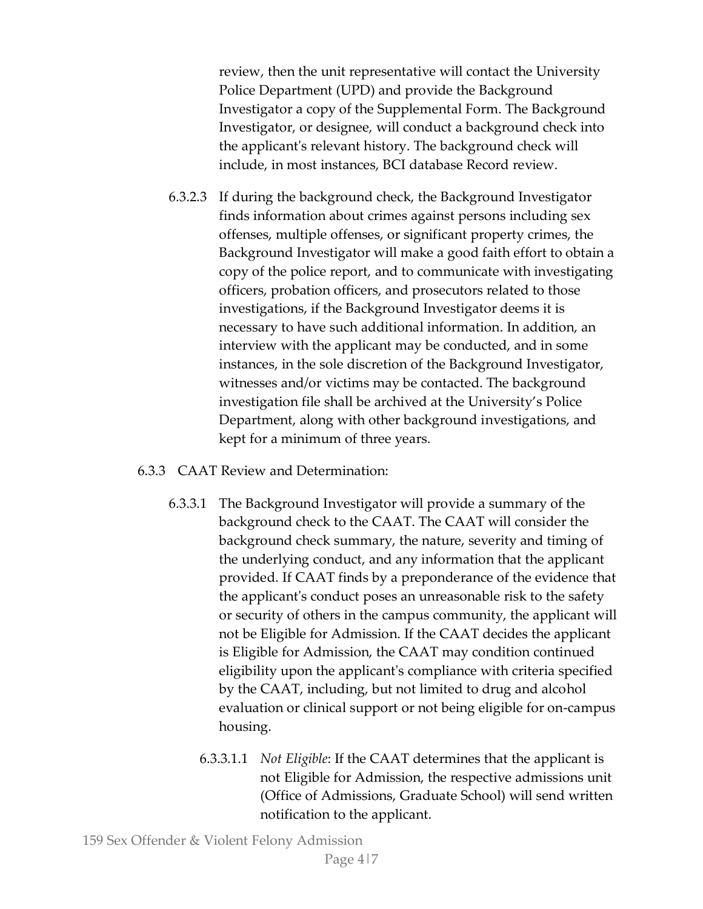review, then the unit representative will contact the University Police Department (UPD) and provide the Background Investigator a copy of the Supplemental Form. The Background Investigator, or designee, will conduct a background check into the applicant's relevant history. The background check will include, in most instances, BCI database Record review.

6.3.2.3 If during the background check, the Background Investigator finds information about crimes against persons including sex offenses, multiple offenses, or significant property crimes, the Background Investigator will make a good faith effort to obtain a copy of the police report, and to communicate with investigating officers, probation officers, and prosecutors related to those investigations, if the Background Investigator deems it is necessary to have such additional information. In addition, an interview with the applicant may be conducted, and in some instances, in the sole discretion of the Background Investigator, witnesses and/or victims may be contacted. The background investigation file shall be archived at the University's Police Department, along with other background investigations, and kept for a minimum of three years.

6.3.3 CAAT Review and Determination:

6.3.3.1 The Background Investigator will provide a summary of the background check to the CAAT. The CAAT will consider the background check summary, the nature, severity and timing of the underlying conduct, and any information that the applicant provided. If CAAT finds by a preponderance of the evidence that the applicant's conduct poses an unreasonable risk to the safety or security of others in the campus community, the applicant will not be Eligible for Admission. If the CAAT decides the applicant is Eligible for Admission, the CAAT may condition continued eligibility upon the applicant's compliance with criteria specified by the CAAT, including, but not limited to drug and alcohol evaluation or clinical support or not being eligible for on-campus housing.

6.3.3.1.1 *Not Eligible*: If the CAAT determines that the applicant is not Eligible for Admission, the respective admissions unit (Office of Admissions, Graduate School) will send written notification to the applicant.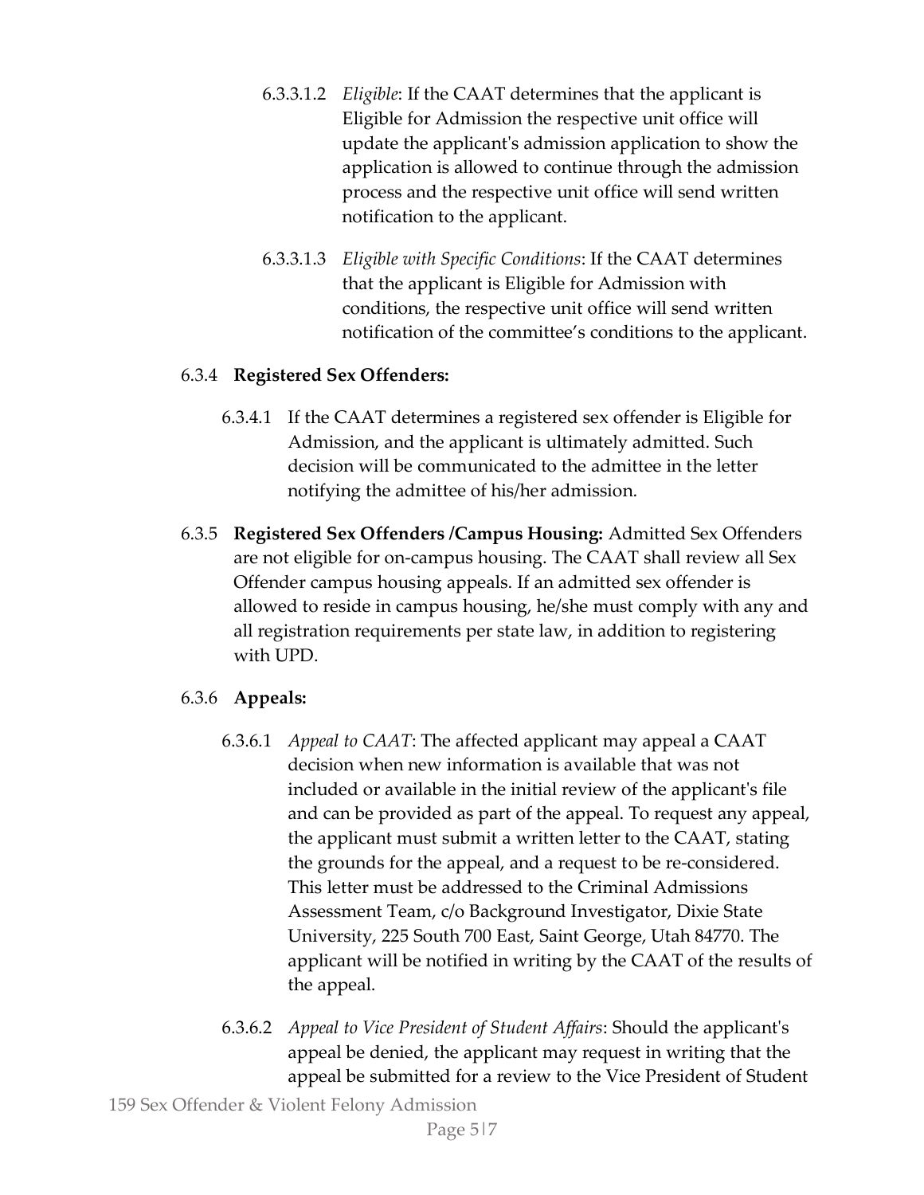6.3.3.1.2 *Eligible*: If the CAAT determines that the applicant is Eligible for Admission the respective unit office will update the applicant's admission application to show the application is allowed to continue through the admission process and the respective unit office will send written notification to the applicant.

6.3.3.1.3 *Eligible with Specific Conditions*: If the CAAT determines that the applicant is Eligible for Admission with conditions, the respective unit office will send written notification of the committee's conditions to the applicant.

6.3.4 **Registered Sex Offenders:**

6.3.4.1 If the CAAT determines a registered sex offender is Eligible for Admission, and the applicant is ultimately admitted. Such decision will be communicated to the admittee in the letter notifying the admittee of his/her admission.

6.3.5 **Registered Sex Offenders /Campus Housing:** Admitted Sex Offenders are not eligible for on-campus housing. The CAAT shall review all Sex Offender campus housing appeals. If an admitted sex offender is allowed to reside in campus housing, he/she must comply with any and all registration requirements per state law, in addition to registering with UPD.

6.3.6 **Appeals:**

6.3.6.1 *Appeal to CAAT*: The affected applicant may appeal a CAAT decision when new information is available that was not included or available in the initial review of the applicant's file and can be provided as part of the appeal. To request any appeal, the applicant must submit a written letter to the CAAT, stating the grounds for the appeal, and a request to be re-considered. This letter must be addressed to the Criminal Admissions Assessment Team, c/o Background Investigator, Dixie State University, 225 South 700 East, Saint George, Utah 84770. The applicant will be notified in writing by the CAAT of the results of the appeal.

6.3.6.2 *Appeal to Vice President of Student Affairs*: Should the applicant's appeal be denied, the applicant may request in writing that the appeal be submitted for a review to the Vice President of Student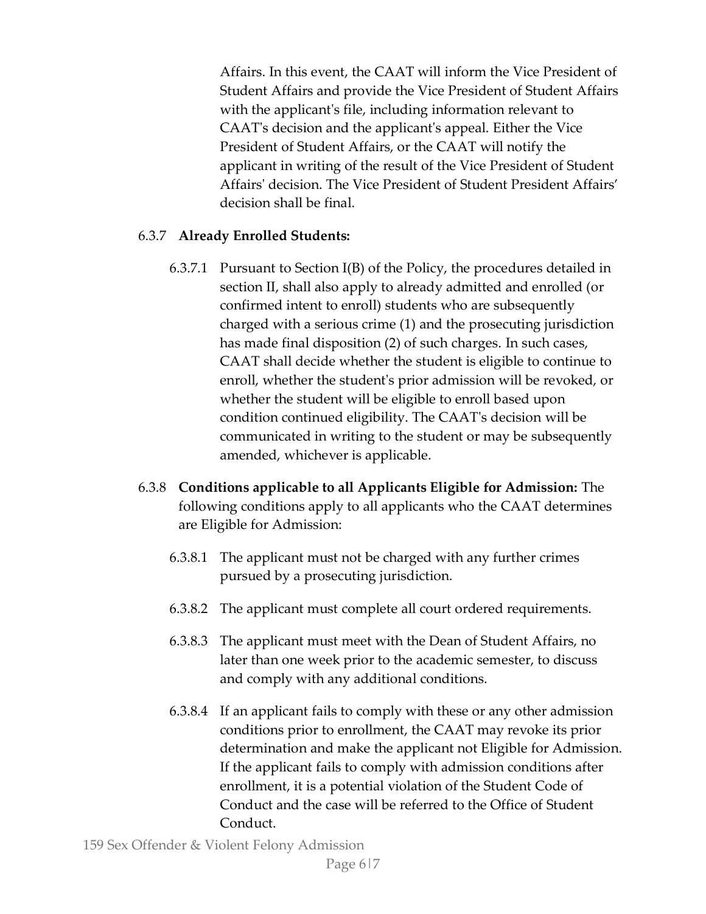Affairs. In this event, the CAAT will inform the Vice President of Student Affairs and provide the Vice President of Student Affairs with the applicant's file, including information relevant to CAAT's decision and the applicant's appeal. Either the Vice President of Student Affairs, or the CAAT will notify the applicant in writing of the result of the Vice President of Student Affairs' decision. The Vice President of Student President Affairs' decision shall be final.

6.3.7 **Already Enrolled Students:**

6.3.7.1 Pursuant to Section I(B) of the Policy, the procedures detailed in section II, shall also apply to already admitted and enrolled (or confirmed intent to enroll) students who are subsequently charged with a serious crime (1) and the prosecuting jurisdiction has made final disposition (2) of such charges. In such cases, CAAT shall decide whether the student is eligible to continue to enroll, whether the student's prior admission will be revoked, or whether the student will be eligible to enroll based upon condition continued eligibility. The CAAT's decision will be communicated in writing to the student or may be subsequently amended, whichever is applicable.

6.3.8 **Conditions applicable to all Applicants Eligible for Admission:** The following conditions apply to all applicants who the CAAT determines are Eligible for Admission:

6.3.8.1 The applicant must not be charged with any further crimes pursued by a prosecuting jurisdiction.

6.3.8.2 The applicant must complete all court ordered requirements.

6.3.8.3 The applicant must meet with the Dean of Student Affairs, no later than one week prior to the academic semester, to discuss and comply with any additional conditions.

6.3.8.4 If an applicant fails to comply with these or any other admission conditions prior to enrollment, the CAAT may revoke its prior determination and make the applicant not Eligible for Admission. If the applicant fails to comply with admission conditions after enrollment, it is a potential violation of the Student Code of Conduct and the case will be referred to the Office of Student Conduct.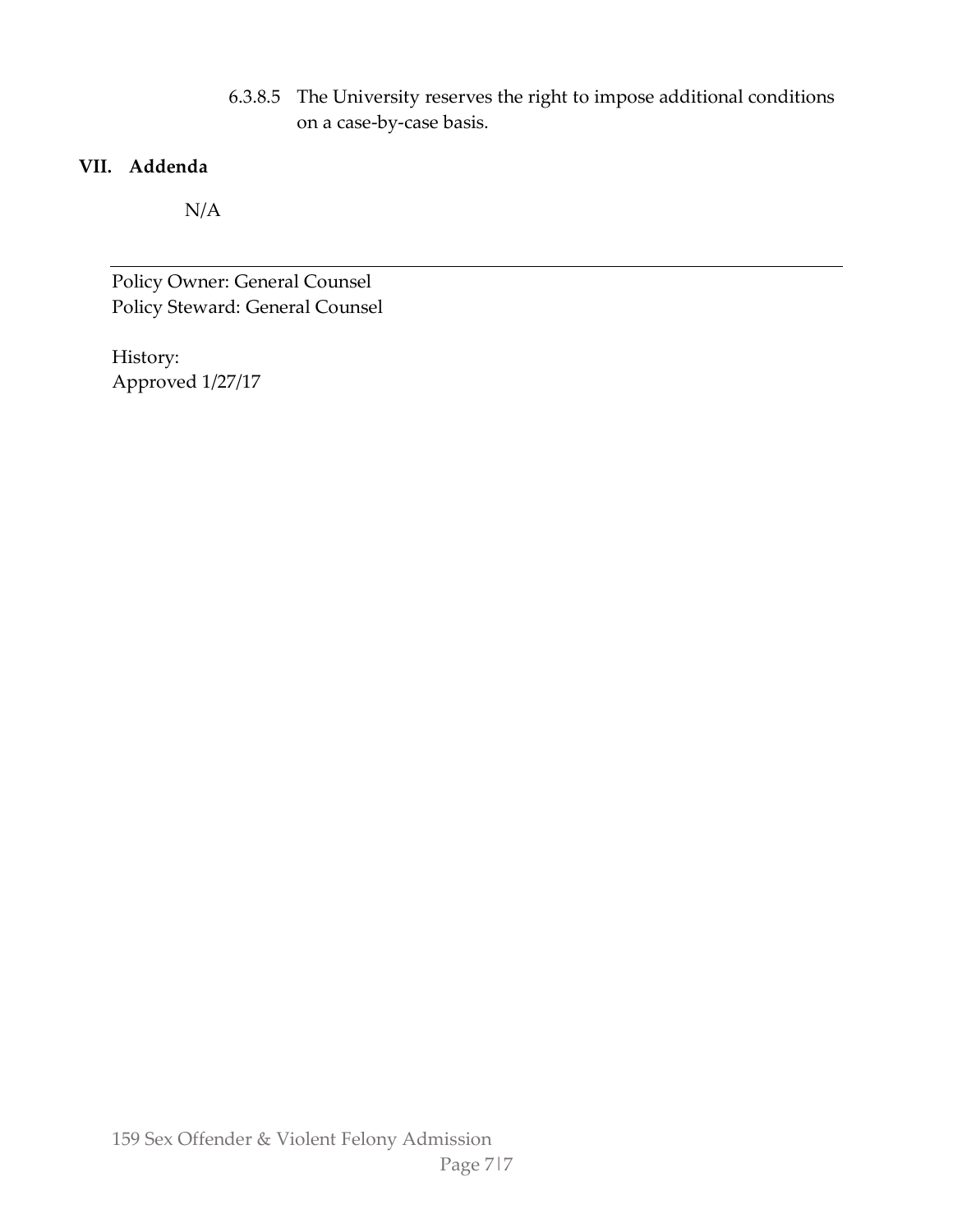6.3.8.5 The University reserves the right to impose additional conditions on a case-by-case basis.

## VII. Addenda

N/A

---

Policy Owner: General Counsel
Policy Steward: General Counsel

History:
Approved 1/27/17